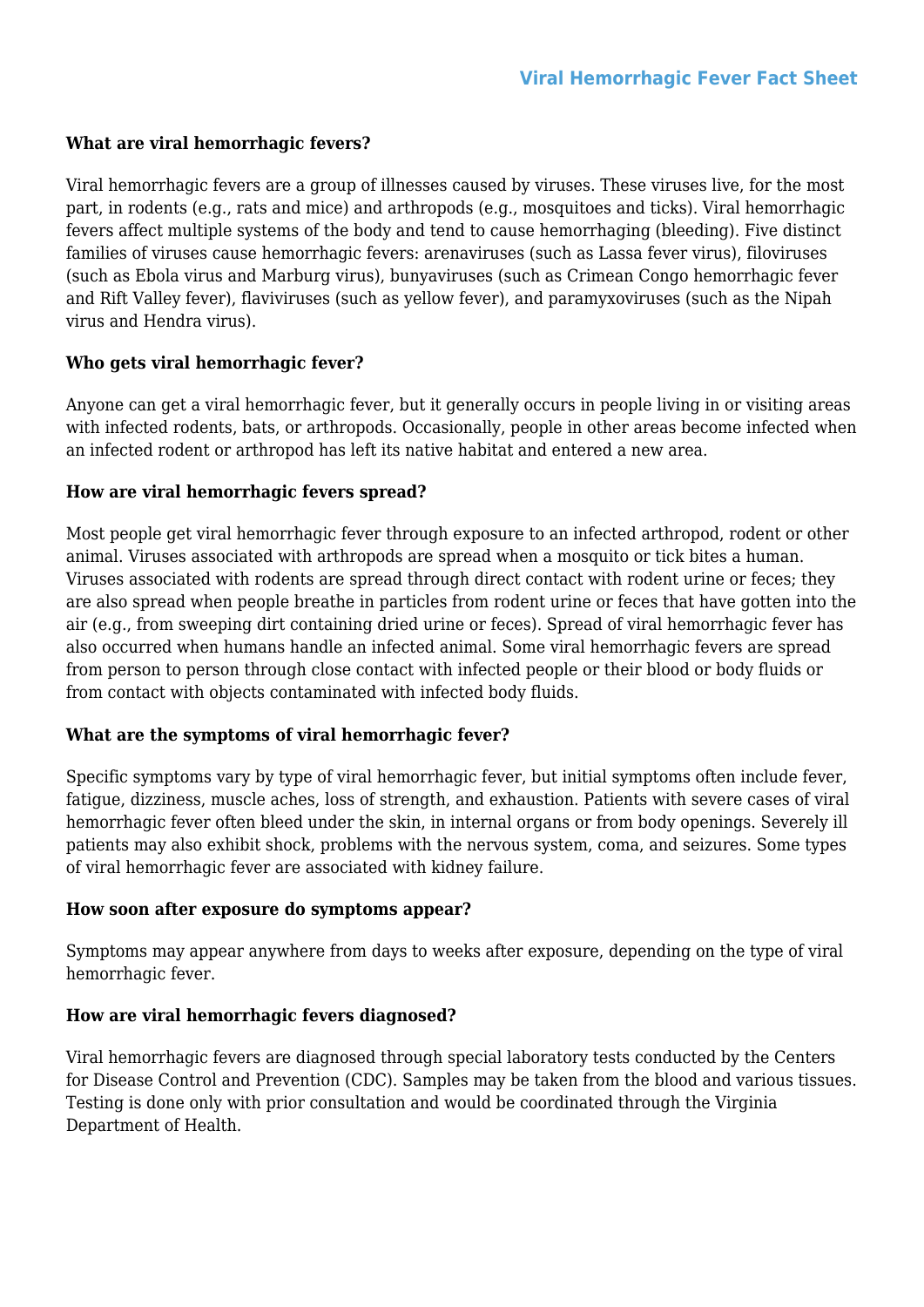# Viral Hemorrhagic Fever Fact Sheet

**What are viral hemorrhagic fevers?**

Viral hemorrhagic fevers are a group of illnesses caused by viruses. These viruses live, for the most part, in rodents (e.g., rats and mice) and arthropods (e.g., mosquitoes and ticks). Viral hemorrhagic fevers affect multiple systems of the body and tend to cause hemorrhaging (bleeding). Five distinct families of viruses cause hemorrhagic fevers: arenaviruses (such as Lassa fever virus), filoviruses (such as Ebola virus and Marburg virus), bunyaviruses (such as Crimean Congo hemorrhagic fever and Rift Valley fever), flaviviruses (such as yellow fever), and paramyxoviruses (such as the Nipah virus and Hendra virus).

**Who gets viral hemorrhagic fever?**

Anyone can get a viral hemorrhagic fever, but it generally occurs in people living in or visiting areas with infected rodents, bats, or arthropods. Occasionally, people in other areas become infected when an infected rodent or arthropod has left its native habitat and entered a new area.

**How are viral hemorrhagic fevers spread?**

Most people get viral hemorrhagic fever through exposure to an infected arthropod, rodent or other animal. Viruses associated with arthropods are spread when a mosquito or tick bites a human. Viruses associated with rodents are spread through direct contact with rodent urine or feces; they are also spread when people breathe in particles from rodent urine or feces that have gotten into the air (e.g., from sweeping dirt containing dried urine or feces). Spread of viral hemorrhagic fever has also occurred when humans handle an infected animal. Some viral hemorrhagic fevers are spread from person to person through close contact with infected people or their blood or body fluids or from contact with objects contaminated with infected body fluids.

**What are the symptoms of viral hemorrhagic fever?**

Specific symptoms vary by type of viral hemorrhagic fever, but initial symptoms often include fever, fatigue, dizziness, muscle aches, loss of strength, and exhaustion. Patients with severe cases of viral hemorrhagic fever often bleed under the skin, in internal organs or from body openings. Severely ill patients may also exhibit shock, problems with the nervous system, coma, and seizures. Some types of viral hemorrhagic fever are associated with kidney failure.

**How soon after exposure do symptoms appear?**

Symptoms may appear anywhere from days to weeks after exposure, depending on the type of viral hemorrhagic fever.

**How are viral hemorrhagic fevers diagnosed?**

Viral hemorrhagic fevers are diagnosed through special laboratory tests conducted by the Centers for Disease Control and Prevention (CDC). Samples may be taken from the blood and various tissues. Testing is done only with prior consultation and would be coordinated through the Virginia Department of Health.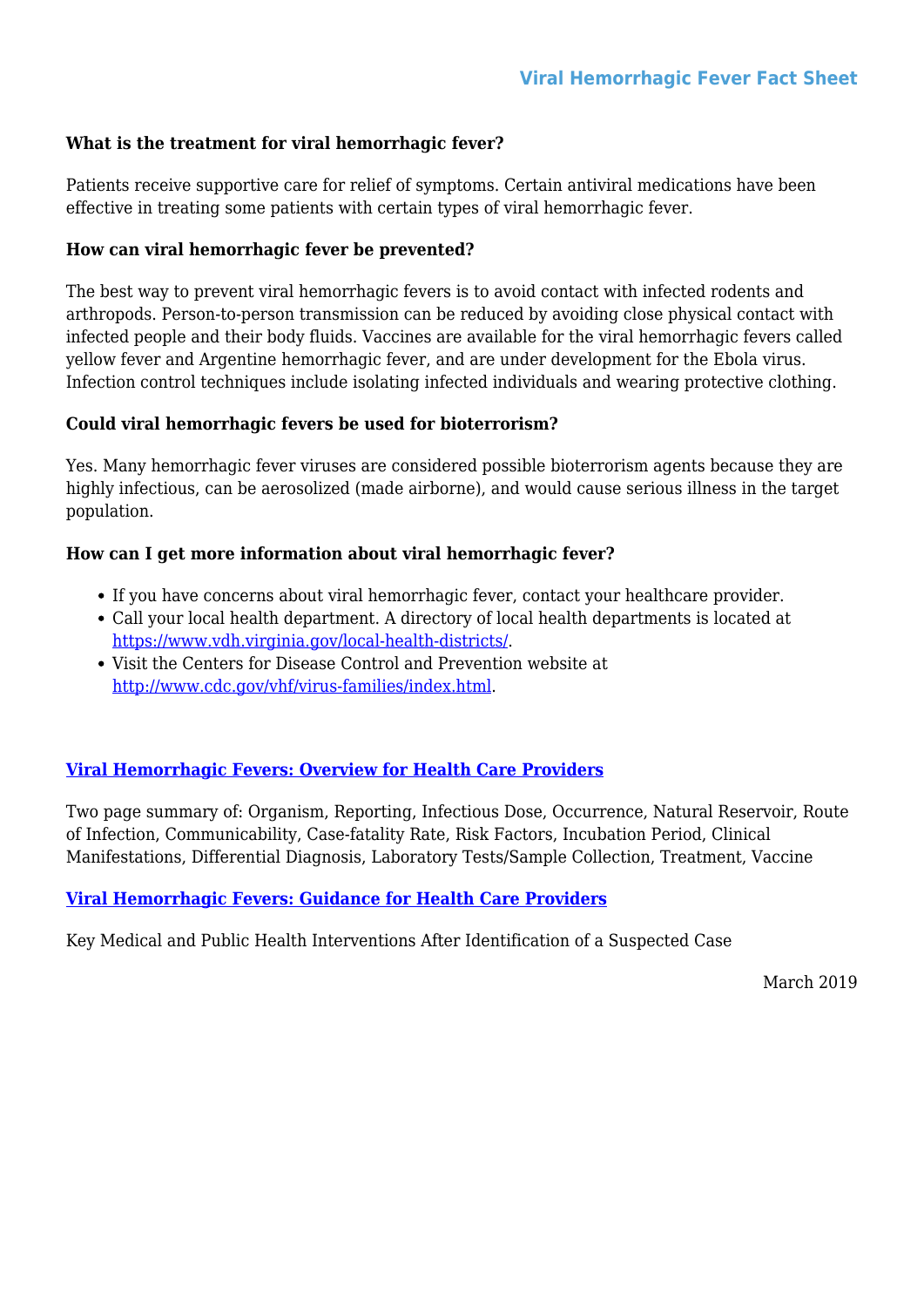### What is the treatment for viral hemorrhagic fever?

Patients receive supportive care for relief of symptoms. Certain antiviral medications have been effective in treating some patients with certain types of viral hemorrhagic fever.

### How can viral hemorrhagic fever be prevented?

The best way to prevent viral hemorrhagic fevers is to avoid contact with infected rodents and arthropods. Person-to-person transmission can be reduced by avoiding close physical contact with infected people and their body fluids. Vaccines are available for the viral hemorrhagic fevers called yellow fever and Argentine hemorrhagic fever, and are under development for the Ebola virus. Infection control techniques include isolating infected individuals and wearing protective clothing.

### Could viral hemorrhagic fevers be used for bioterrorism?

Yes. Many hemorrhagic fever viruses are considered possible bioterrorism agents because they are highly infectious, can be aerosolized (made airborne), and would cause serious illness in the target population.

### How can I get more information about viral hemorrhagic fever?

- If you have concerns about viral hemorrhagic fever, contact your healthcare provider.
- Call your local health department. A directory of local health departments is located at https://www.vdh.virginia.gov/local-health-districts/.
- Visit the Centers for Disease Control and Prevention website at http://www.cdc.gov/vhf/virus-families/index.html.

**Viral Hemorrhagic Fevers: Overview for Health Care Providers**

Two page summary of: Organism, Reporting, Infectious Dose, Occurrence, Natural Reservoir, Route of Infection, Communicability, Case-fatality Rate, Risk Factors, Incubation Period, Clinical Manifestations, Differential Diagnosis, Laboratory Tests/Sample Collection, Treatment, Vaccine

**Viral Hemorrhagic Fevers: Guidance for Health Care Providers**

Key Medical and Public Health Interventions After Identification of a Suspected Case

March 2019